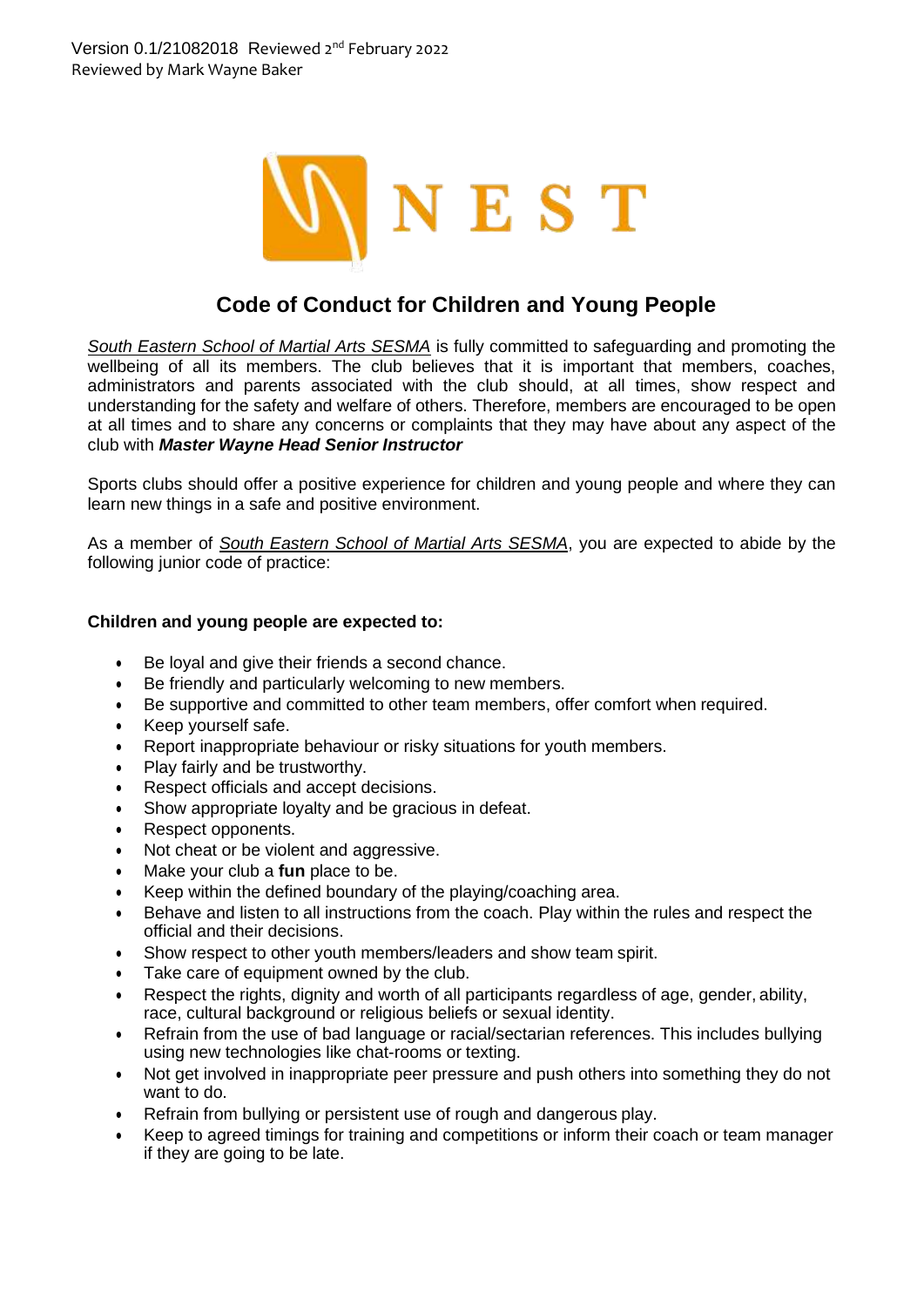Version 0.1/21082018 Reviewed 2nd February 2022
Reviewed by Mark Wayne Baker

NEST

# Code of Conduct for Children and Young People

*South Eastern School of Martial Arts SESMA* is fully committed to safeguarding and promoting the wellbeing of all its members. The club believes that it is important that members, coaches, administrators and parents associated with the club should, at all times, show respect and understanding for the safety and welfare of others. Therefore, members are encouraged to be open at all times and to share any concerns or complaints that they may have about any aspect of the club with ***Master Wayne Head Senior Instructor***

Sports clubs should offer a positive experience for children and young people and where they can learn new things in a safe and positive environment.

As a member of *South Eastern School of Martial Arts SESMA*, you are expected to abide by the following junior code of practice:

**Children and young people are expected to:**

- Be loyal and give their friends a second chance.
- Be friendly and particularly welcoming to new members.
- Be supportive and committed to other team members, offer comfort when required.
- Keep yourself safe.
- Report inappropriate behaviour or risky situations for youth members.
- Play fairly and be trustworthy.
- Respect officials and accept decisions.
- Show appropriate loyalty and be gracious in defeat.
- Respect opponents.
- Not cheat or be violent and aggressive.
- Make your club a **fun** place to be.
- Keep within the defined boundary of the playing/coaching area.
- Behave and listen to all instructions from the coach. Play within the rules and respect the official and their decisions.
- Show respect to other youth members/leaders and show team spirit.
- Take care of equipment owned by the club.
- Respect the rights, dignity and worth of all participants regardless of age, gender, ability, race, cultural background or religious beliefs or sexual identity.
- Refrain from the use of bad language or racial/sectarian references. This includes bullying using new technologies like chat-rooms or texting.
- Not get involved in inappropriate peer pressure and push others into something they do not want to do.
- Refrain from bullying or persistent use of rough and dangerous play.
- Keep to agreed timings for training and competitions or inform their coach or team manager if they are going to be late.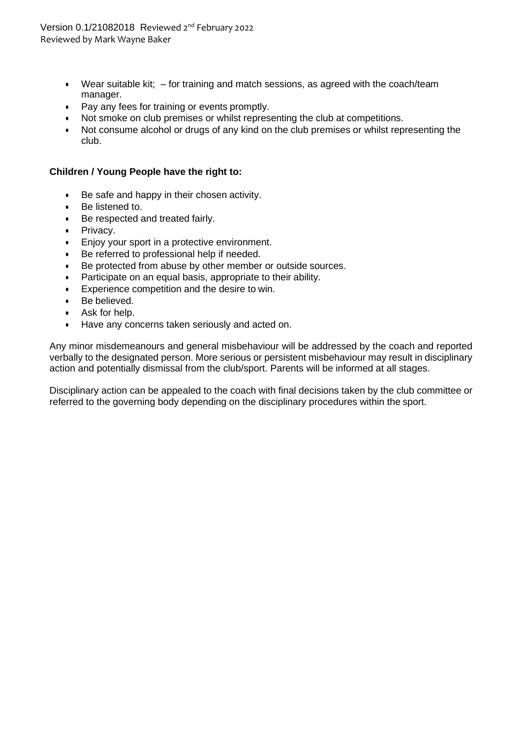- Wear suitable kit; – for training and match sessions, as agreed with the coach/team manager.
- Pay any fees for training or events promptly.
- Not smoke on club premises or whilst representing the club at competitions.
- Not consume alcohol or drugs of any kind on the club premises or whilst representing the club.

**Children / Young People have the right to:**

- Be safe and happy in their chosen activity.
- Be listened to.
- Be respected and treated fairly.
- Privacy.
- Enjoy your sport in a protective environment.
- Be referred to professional help if needed.
- Be protected from abuse by other member or outside sources.
- Participate on an equal basis, appropriate to their ability.
- Experience competition and the desire to win.
- Be believed.
- Ask for help.
- Have any concerns taken seriously and acted on.

Any minor misdemeanours and general misbehaviour will be addressed by the coach and reported verbally to the designated person. More serious or persistent misbehaviour may result in disciplinary action and potentially dismissal from the club/sport. Parents will be informed at all stages.

Disciplinary action can be appealed to the coach with final decisions taken by the club committee or referred to the governing body depending on the disciplinary procedures within the sport.